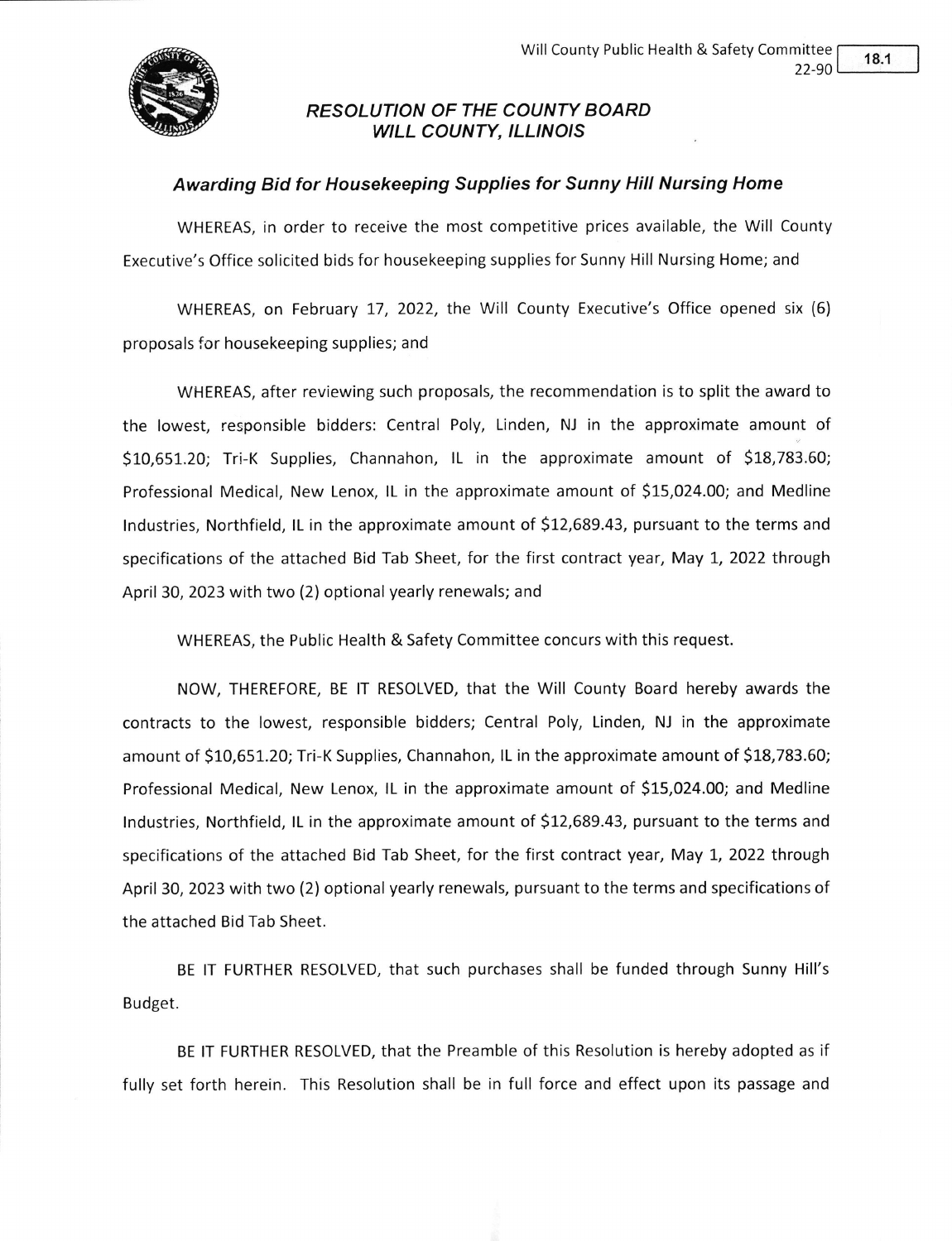Will County Public Health & Safety Committee 22-90

18.1

## *RESOLUTION OF THE COUNTY BOARD WILL COUNTY, ILLINOIS*

### *Awarding Bid for Housekeeping Supplies for Sunny Hill Nursing Home*

WHEREAS, in order to receive the most competitive prices available, the Will County Executive's Office solicited bids for housekeeping supplies for Sunny Hill Nursing Home; and

WHEREAS, on February 17, 2022, the Will County Executive's Office opened six (6) proposals for housekeeping supplies; and

WHEREAS, after reviewing such proposals, the recommendation is to split the award to the lowest, responsible bidders: Central Poly, Linden, NJ in the approximate amount of $10,651.20; Tri-K Supplies, Channahon, IL in the approximate amount of $18,783.60; Professional Medical, New Lenox, IL in the approximate amount of $15,024.00; and Medline Industries, Northfield, IL in the approximate amount of $12,689.43, pursuant to the terms and specifications of the attached Bid Tab Sheet, for the first contract year, May 1, 2022 through April 30, 2023 with two (2) optional yearly renewals; and

WHEREAS, the Public Health & Safety Committee concurs with this request.

NOW, THEREFORE, BE IT RESOLVED, that the Will County Board hereby awards the contracts to the lowest, responsible bidders; Central Poly, Linden, NJ in the approximate amount of $10,651.20; Tri-K Supplies, Channahon, IL in the approximate amount of $18,783.60; Professional Medical, New Lenox, IL in the approximate amount of $15,024.00; and Medline Industries, Northfield, IL in the approximate amount of $12,689.43, pursuant to the terms and specifications of the attached Bid Tab Sheet, for the first contract year, May 1, 2022 through April 30, 2023 with two (2) optional yearly renewals, pursuant to the terms and specifications of the attached Bid Tab Sheet.

BE IT FURTHER RESOLVED, that such purchases shall be funded through Sunny Hill's Budget.

BE IT FURTHER RESOLVED, that the Preamble of this Resolution is hereby adopted as if fully set forth herein. This Resolution shall be in full force and effect upon its passage and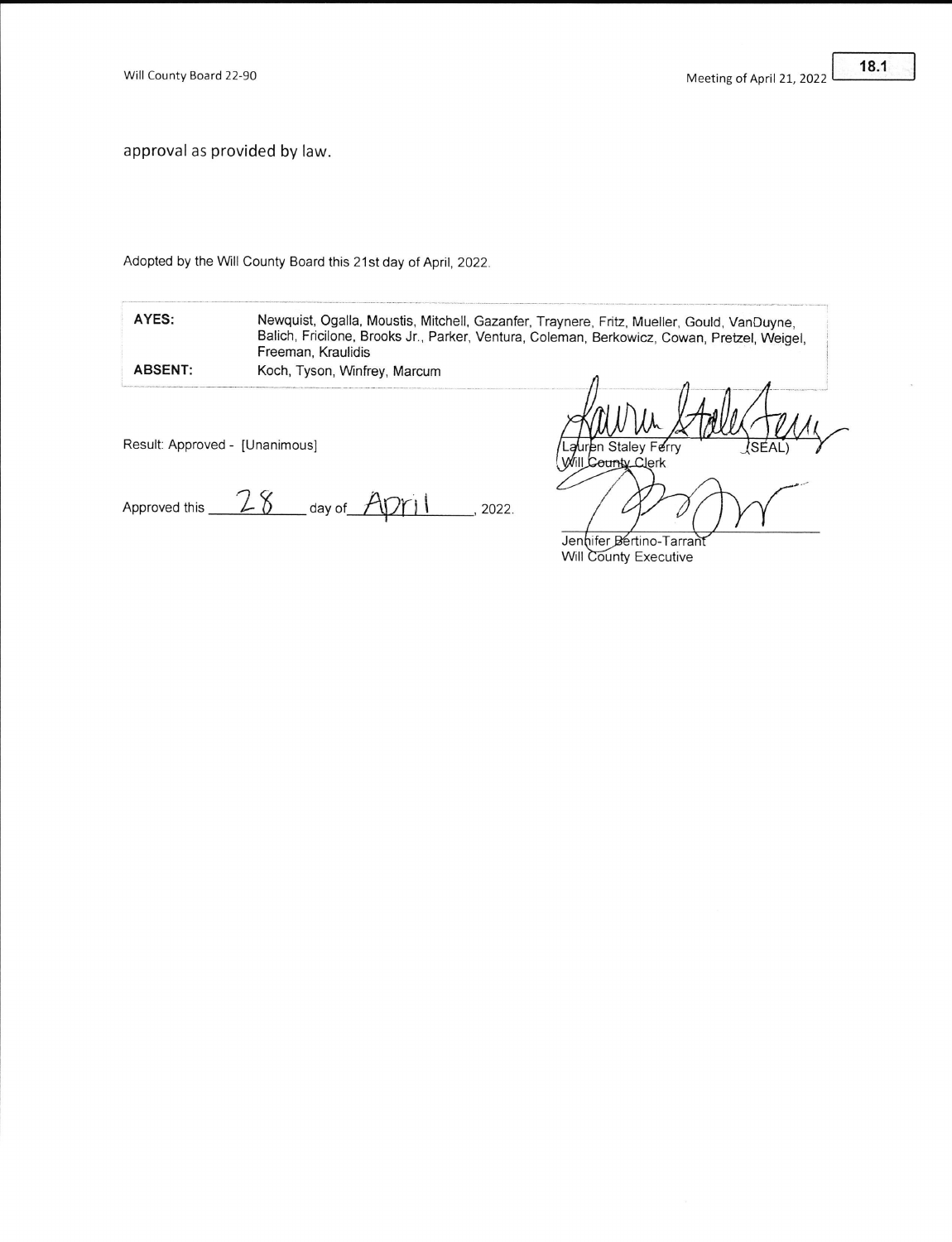approval as provided by law.

Adopted by the Will County Board this 21st day of April, 2022.

| | |
|---|---|
| **AYES:** | Newquist, Ogalla, Moustis, Mitchell, Gazanfer, Traynere, Fritz, Mueller, Gould, VanDuyne, Balich, Fricilone, Brooks Jr., Parker, Ventura, Coleman, Berkowicz, Cowan, Pretzel, Weigel, Freeman, Kraulidis |
| **ABSENT:** | Koch, Tyson, Winfrey, Marcum |

Result: Approved - [Unanimous]

Lauren Staley Ferry (SEAL)
Will County Clerk

Approved this 28 day of April, 2022.

Jennifer Bertino-Tarrant
Will County Executive